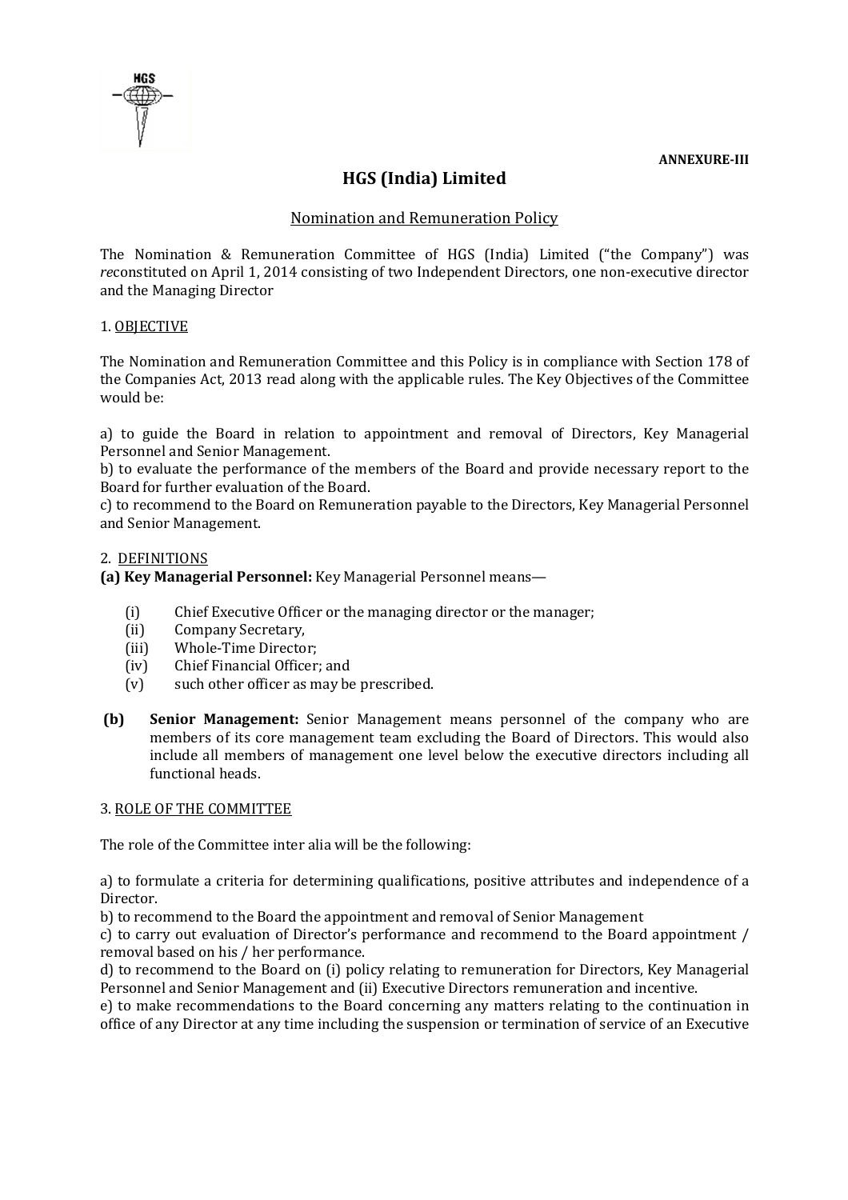**ANNEXURE-III**

# HGS (India) Limited

## Nomination and Remuneration Policy

The Nomination & Remuneration Committee of HGS (India) Limited ("the Company") was *re*constituted on April 1, 2014 consisting of two Independent Directors, one non-executive director and the Managing Director

### 1. OBJECTIVE

The Nomination and Remuneration Committee and this Policy is in compliance with Section 178 of the Companies Act, 2013 read along with the applicable rules. The Key Objectives of the Committee would be:

a) to guide the Board in relation to appointment and removal of Directors, Key Managerial Personnel and Senior Management.
b) to evaluate the performance of the members of the Board and provide necessary report to the Board for further evaluation of the Board.
c) to recommend to the Board on Remuneration payable to the Directors, Key Managerial Personnel and Senior Management.

### 2. DEFINITIONS

**(a) Key Managerial Personnel:** Key Managerial Personnel means—

(i) Chief Executive Officer or the managing director or the manager;
(ii) Company Secretary,
(iii) Whole-Time Director;
(iv) Chief Financial Officer; and
(v) such other officer as may be prescribed.

**(b) Senior Management:** Senior Management means personnel of the company who are members of its core management team excluding the Board of Directors. This would also include all members of management one level below the executive directors including all functional heads.

### 3. ROLE OF THE COMMITTEE

The role of the Committee inter alia will be the following:

a) to formulate a criteria for determining qualifications, positive attributes and independence of a Director.
b) to recommend to the Board the appointment and removal of Senior Management
c) to carry out evaluation of Director's performance and recommend to the Board appointment / removal based on his / her performance.
d) to recommend to the Board on (i) policy relating to remuneration for Directors, Key Managerial Personnel and Senior Management and (ii) Executive Directors remuneration and incentive.
e) to make recommendations to the Board concerning any matters relating to the continuation in office of any Director at any time including the suspension or termination of service of an Executive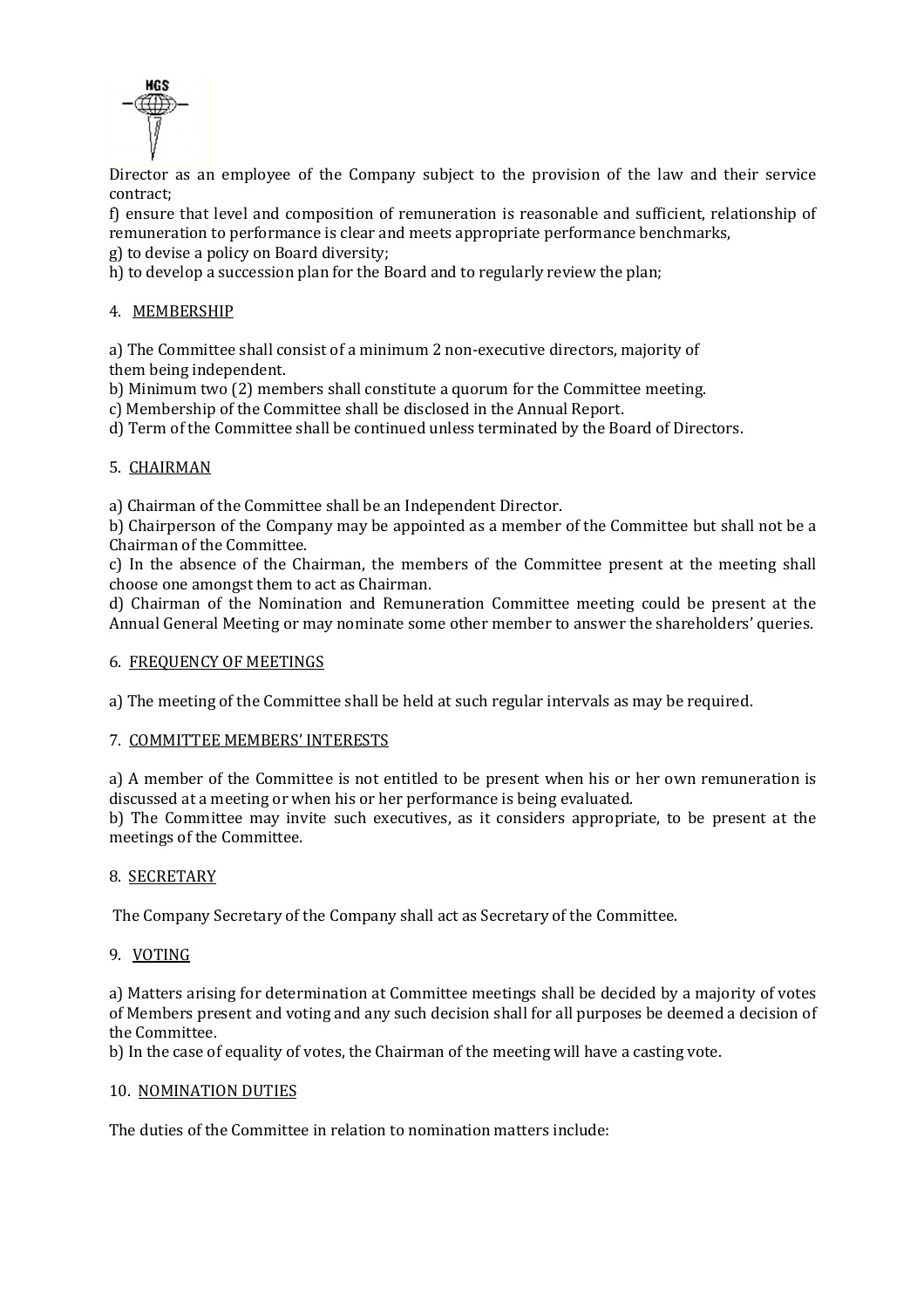Director as an employee of the Company subject to the provision of the law and their service contract;

f) ensure that level and composition of remuneration is reasonable and sufficient, relationship of remuneration to performance is clear and meets appropriate performance benchmarks,

g) to devise a policy on Board diversity;

h) to develop a succession plan for the Board and to regularly review the plan;

4. MEMBERSHIP

a) The Committee shall consist of a minimum 2 non-executive directors, majority of them being independent.

b) Minimum two (2) members shall constitute a quorum for the Committee meeting.

c) Membership of the Committee shall be disclosed in the Annual Report.

d) Term of the Committee shall be continued unless terminated by the Board of Directors.

5. CHAIRMAN

a) Chairman of the Committee shall be an Independent Director.

b) Chairperson of the Company may be appointed as a member of the Committee but shall not be a Chairman of the Committee.

c) In the absence of the Chairman, the members of the Committee present at the meeting shall choose one amongst them to act as Chairman.

d) Chairman of the Nomination and Remuneration Committee meeting could be present at the Annual General Meeting or may nominate some other member to answer the shareholders' queries.

6. FREQUENCY OF MEETINGS

a) The meeting of the Committee shall be held at such regular intervals as may be required.

7. COMMITTEE MEMBERS' INTERESTS

a) A member of the Committee is not entitled to be present when his or her own remuneration is discussed at a meeting or when his or her performance is being evaluated.

b) The Committee may invite such executives, as it considers appropriate, to be present at the meetings of the Committee.

8. SECRETARY

The Company Secretary of the Company shall act as Secretary of the Committee.

9. VOTING

a) Matters arising for determination at Committee meetings shall be decided by a majority of votes of Members present and voting and any such decision shall for all purposes be deemed a decision of the Committee.

b) In the case of equality of votes, the Chairman of the meeting will have a casting vote.

10. NOMINATION DUTIES

The duties of the Committee in relation to nomination matters include: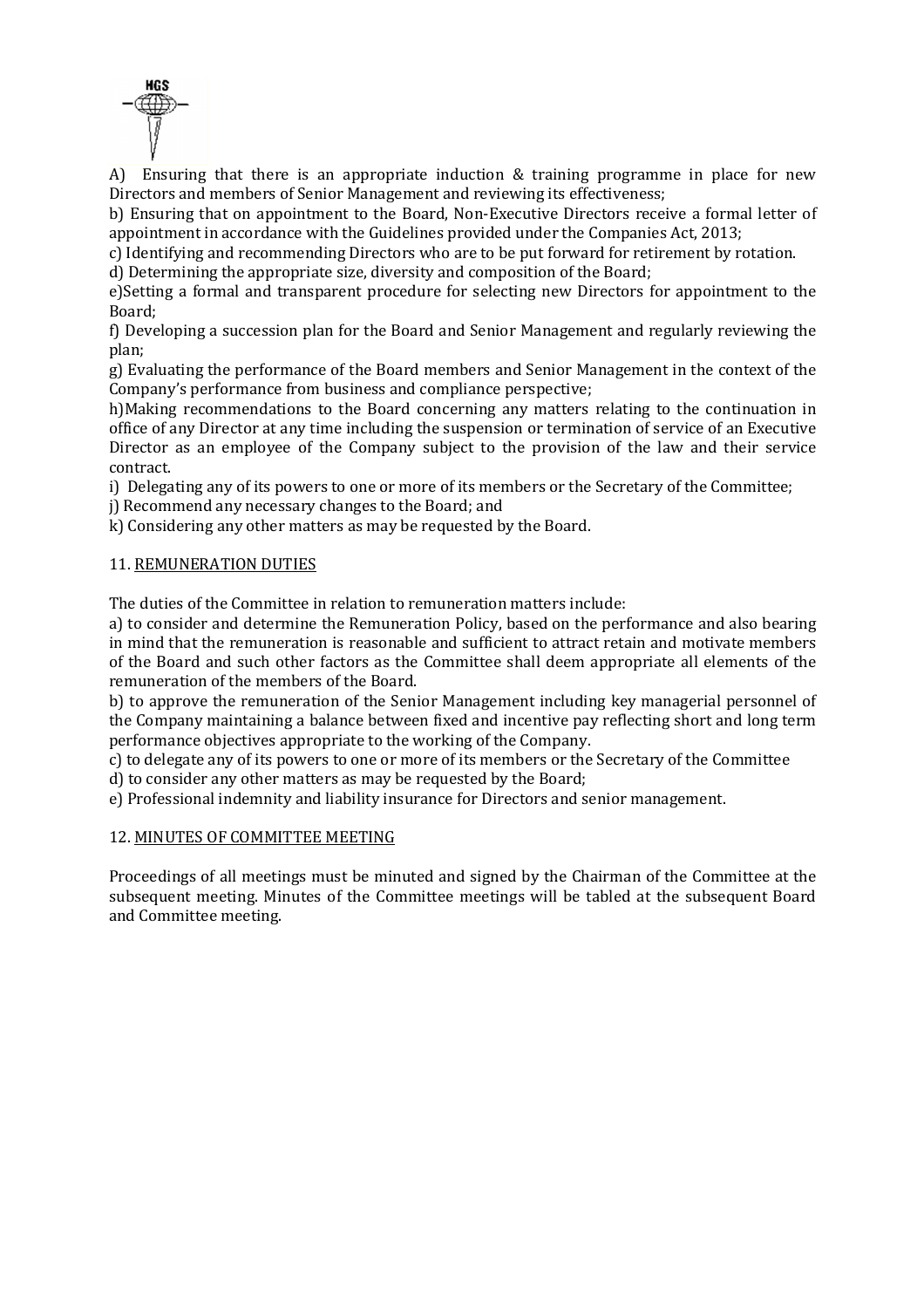A) Ensuring that there is an appropriate induction & training programme in place for new Directors and members of Senior Management and reviewing its effectiveness;

b) Ensuring that on appointment to the Board, Non-Executive Directors receive a formal letter of appointment in accordance with the Guidelines provided under the Companies Act, 2013;

c) Identifying and recommending Directors who are to be put forward for retirement by rotation.

d) Determining the appropriate size, diversity and composition of the Board;

e)Setting a formal and transparent procedure for selecting new Directors for appointment to the Board;

f) Developing a succession plan for the Board and Senior Management and regularly reviewing the plan;

g) Evaluating the performance of the Board members and Senior Management in the context of the Company's performance from business and compliance perspective;

h)Making recommendations to the Board concerning any matters relating to the continuation in office of any Director at any time including the suspension or termination of service of an Executive Director as an employee of the Company subject to the provision of the law and their service contract.

i) Delegating any of its powers to one or more of its members or the Secretary of the Committee;

j) Recommend any necessary changes to the Board; and

k) Considering any other matters as may be requested by the Board.

## 11. REMUNERATION DUTIES

The duties of the Committee in relation to remuneration matters include:

a) to consider and determine the Remuneration Policy, based on the performance and also bearing in mind that the remuneration is reasonable and sufficient to attract retain and motivate members of the Board and such other factors as the Committee shall deem appropriate all elements of the remuneration of the members of the Board.

b) to approve the remuneration of the Senior Management including key managerial personnel of the Company maintaining a balance between fixed and incentive pay reflecting short and long term performance objectives appropriate to the working of the Company.

c) to delegate any of its powers to one or more of its members or the Secretary of the Committee

d) to consider any other matters as may be requested by the Board;

e) Professional indemnity and liability insurance for Directors and senior management.

## 12. MINUTES OF COMMITTEE MEETING

Proceedings of all meetings must be minuted and signed by the Chairman of the Committee at the subsequent meeting. Minutes of the Committee meetings will be tabled at the subsequent Board and Committee meeting.